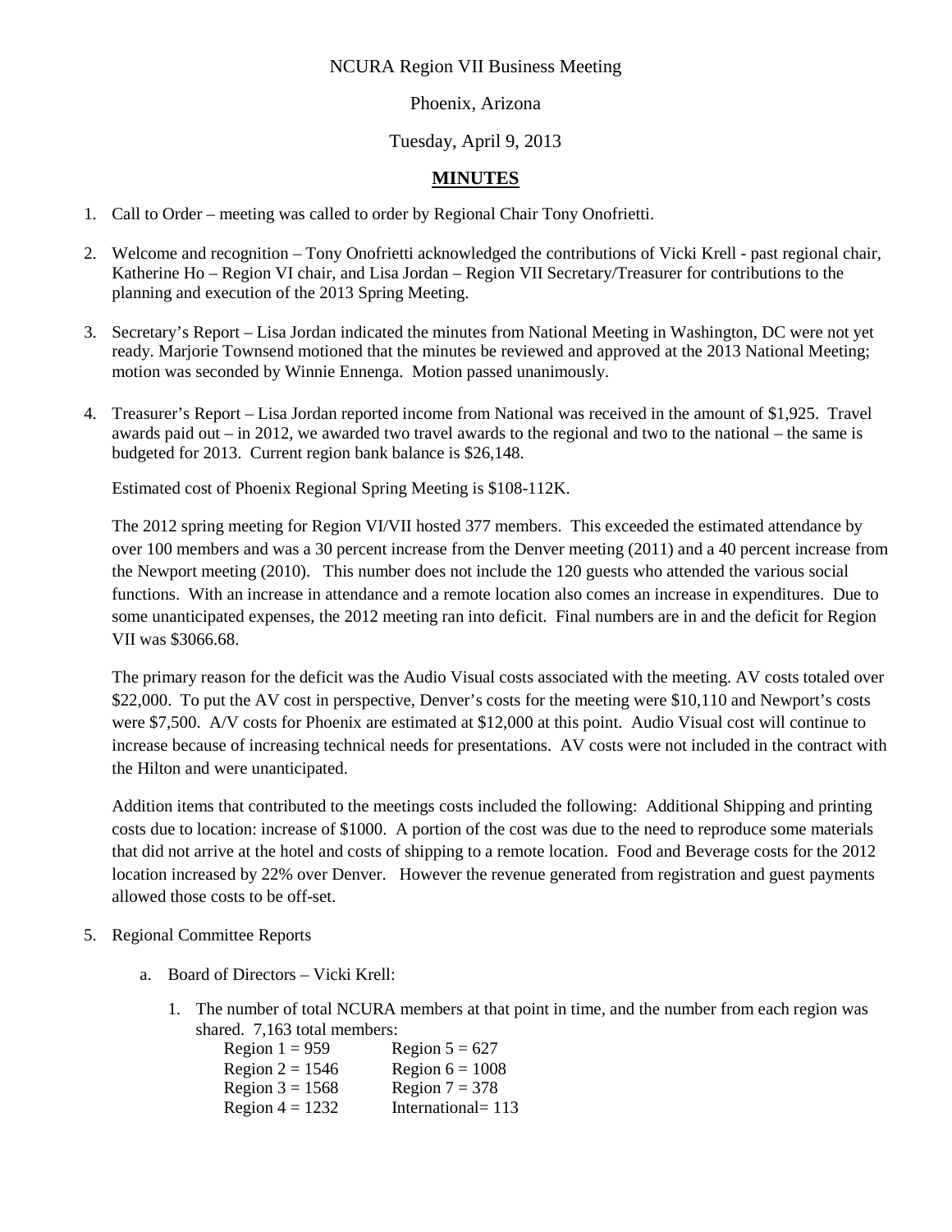NCURA Region VII Business Meeting

Phoenix, Arizona

Tuesday, April 9, 2013

# MINUTES

1. Call to Order – meeting was called to order by Regional Chair Tony Onofrietti.

2. Welcome and recognition – Tony Onofrietti acknowledged the contributions of Vicki Krell - past regional chair, Katherine Ho – Region VI chair, and Lisa Jordan – Region VII Secretary/Treasurer for contributions to the planning and execution of the 2013 Spring Meeting.

3. Secretary's Report – Lisa Jordan indicated the minutes from National Meeting in Washington, DC were not yet ready. Marjorie Townsend motioned that the minutes be reviewed and approved at the 2013 National Meeting; motion was seconded by Winnie Ennenga. Motion passed unanimously.

4. Treasurer's Report – Lisa Jordan reported income from National was received in the amount of $1,925. Travel awards paid out – in 2012, we awarded two travel awards to the regional and two to the national – the same is budgeted for 2013. Current region bank balance is $26,148.

   Estimated cost of Phoenix Regional Spring Meeting is $108-112K.

   The 2012 spring meeting for Region VI/VII hosted 377 members. This exceeded the estimated attendance by over 100 members and was a 30 percent increase from the Denver meeting (2011) and a 40 percent increase from the Newport meeting (2010). This number does not include the 120 guests who attended the various social functions. With an increase in attendance and a remote location also comes an increase in expenditures. Due to some unanticipated expenses, the 2012 meeting ran into deficit. Final numbers are in and the deficit for Region VII was $3066.68.

   The primary reason for the deficit was the Audio Visual costs associated with the meeting. AV costs totaled over $22,000. To put the AV cost in perspective, Denver's costs for the meeting were $10,110 and Newport's costs were $7,500. A/V costs for Phoenix are estimated at $12,000 at this point. Audio Visual cost will continue to increase because of increasing technical needs for presentations. AV costs were not included in the contract with the Hilton and were unanticipated.

   Addition items that contributed to the meetings costs included the following: Additional Shipping and printing costs due to location: increase of $1000. A portion of the cost was due to the need to reproduce some materials that did not arrive at the hotel and costs of shipping to a remote location. Food and Beverage costs for the 2012 location increased by 22% over Denver. However the revenue generated from registration and guest payments allowed those costs to be off-set.

5. Regional Committee Reports

   a. Board of Directors – Vicki Krell:

      1. The number of total NCURA members at that point in time, and the number from each region was shared. 7,163 total members:

         Region 1 = 959
         Region 2 = 1546
         Region 3 = 1568
         Region 4 = 1232
         Region 5 = 627
         Region 6 = 1008
         Region 7 = 378
         International= 113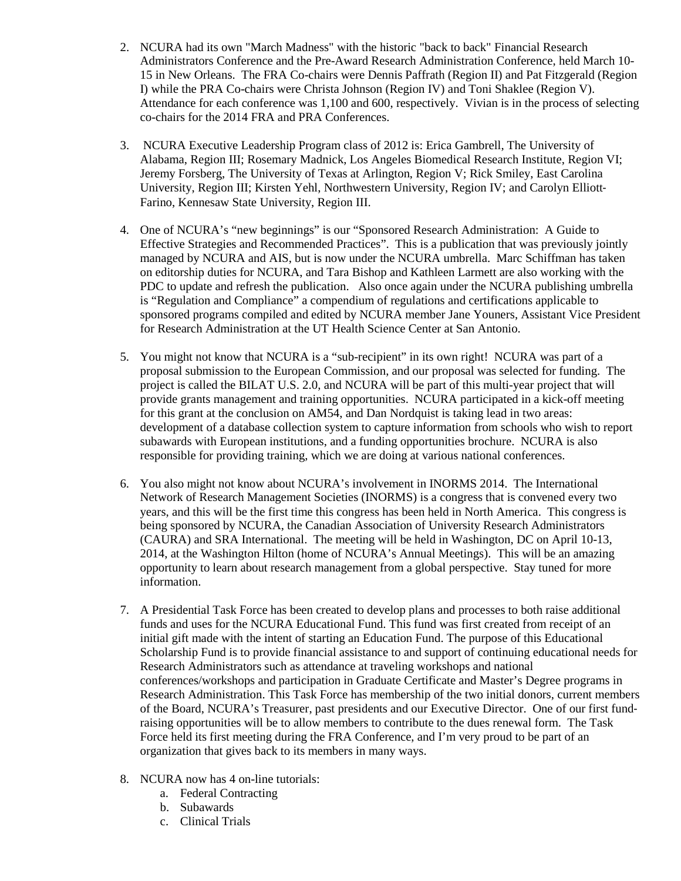2. NCURA had its own "March Madness" with the historic "back to back" Financial Research Administrators Conference and the Pre-Award Research Administration Conference, held March 10-15 in New Orleans. The FRA Co-chairs were Dennis Paffrath (Region II) and Pat Fitzgerald (Region I) while the PRA Co-chairs were Christa Johnson (Region IV) and Toni Shaklee (Region V). Attendance for each conference was 1,100 and 600, respectively. Vivian is in the process of selecting co-chairs for the 2014 FRA and PRA Conferences.

3. NCURA Executive Leadership Program class of 2012 is: Erica Gambrell, The University of Alabama, Region III; Rosemary Madnick, Los Angeles Biomedical Research Institute, Region VI; Jeremy Forsberg, The University of Texas at Arlington, Region V; Rick Smiley, East Carolina University, Region III; Kirsten Yehl, Northwestern University, Region IV; and Carolyn Elliott-Farino, Kennesaw State University, Region III.

4. One of NCURA's "new beginnings" is our "Sponsored Research Administration: A Guide to Effective Strategies and Recommended Practices". This is a publication that was previously jointly managed by NCURA and AIS, but is now under the NCURA umbrella. Marc Schiffman has taken on editorship duties for NCURA, and Tara Bishop and Kathleen Larmett are also working with the PDC to update and refresh the publication. Also once again under the NCURA publishing umbrella is "Regulation and Compliance" a compendium of regulations and certifications applicable to sponsored programs compiled and edited by NCURA member Jane Youners, Assistant Vice President for Research Administration at the UT Health Science Center at San Antonio.

5. You might not know that NCURA is a "sub-recipient" in its own right! NCURA was part of a proposal submission to the European Commission, and our proposal was selected for funding. The project is called the BILAT U.S. 2.0, and NCURA will be part of this multi-year project that will provide grants management and training opportunities. NCURA participated in a kick-off meeting for this grant at the conclusion on AM54, and Dan Nordquist is taking lead in two areas: development of a database collection system to capture information from schools who wish to report subawards with European institutions, and a funding opportunities brochure. NCURA is also responsible for providing training, which we are doing at various national conferences.

6. You also might not know about NCURA's involvement in INORMS 2014. The International Network of Research Management Societies (INORMS) is a congress that is convened every two years, and this will be the first time this congress has been held in North America. This congress is being sponsored by NCURA, the Canadian Association of University Research Administrators (CAURA) and SRA International. The meeting will be held in Washington, DC on April 10-13, 2014, at the Washington Hilton (home of NCURA's Annual Meetings). This will be an amazing opportunity to learn about research management from a global perspective. Stay tuned for more information.

7. A Presidential Task Force has been created to develop plans and processes to both raise additional funds and uses for the NCURA Educational Fund. This fund was first created from receipt of an initial gift made with the intent of starting an Education Fund. The purpose of this Educational Scholarship Fund is to provide financial assistance to and support of continuing educational needs for Research Administrators such as attendance at traveling workshops and national conferences/workshops and participation in Graduate Certificate and Master's Degree programs in Research Administration. This Task Force has membership of the two initial donors, current members of the Board, NCURA's Treasurer, past presidents and our Executive Director. One of our first fund-raising opportunities will be to allow members to contribute to the dues renewal form. The Task Force held its first meeting during the FRA Conference, and I'm very proud to be part of an organization that gives back to its members in many ways.

8. NCURA now has 4 on-line tutorials:
   a. Federal Contracting
   b. Subawards
   c. Clinical Trials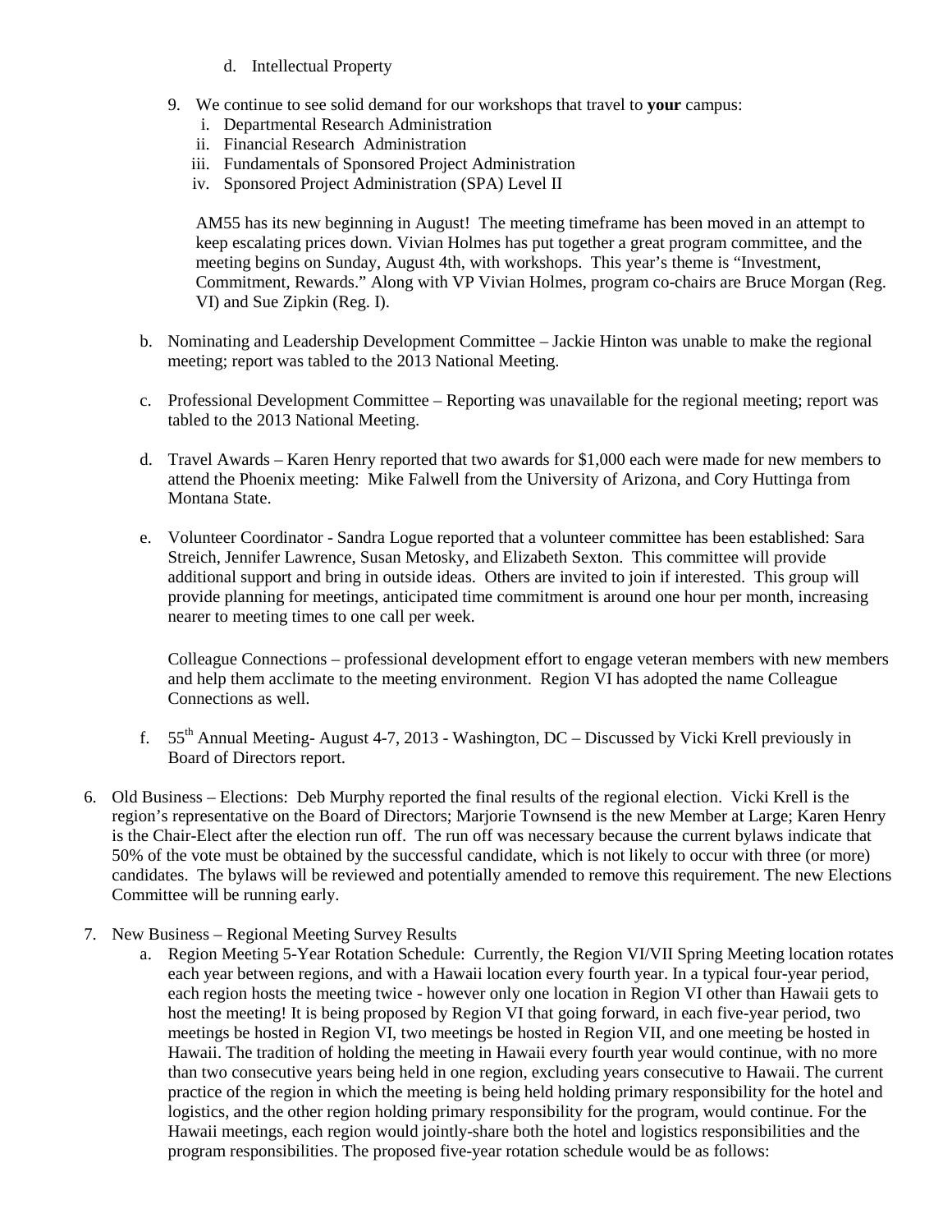d. Intellectual Property

9. We continue to see solid demand for our workshops that travel to **your** campus:
   i. Departmental Research Administration
   ii. Financial Research Administration
   iii. Fundamentals of Sponsored Project Administration
   iv. Sponsored Project Administration (SPA) Level II

   AM55 has its new beginning in August! The meeting timeframe has been moved in an attempt to keep escalating prices down. Vivian Holmes has put together a great program committee, and the meeting begins on Sunday, August 4th, with workshops. This year's theme is "Investment, Commitment, Rewards." Along with VP Vivian Holmes, program co-chairs are Bruce Morgan (Reg. VI) and Sue Zipkin (Reg. I).

b. Nominating and Leadership Development Committee – Jackie Hinton was unable to make the regional meeting; report was tabled to the 2013 National Meeting.

c. Professional Development Committee – Reporting was unavailable for the regional meeting; report was tabled to the 2013 National Meeting.

d. Travel Awards – Karen Henry reported that two awards for $1,000 each were made for new members to attend the Phoenix meeting: Mike Falwell from the University of Arizona, and Cory Huttinga from Montana State.

e. Volunteer Coordinator - Sandra Logue reported that a volunteer committee has been established: Sara Streich, Jennifer Lawrence, Susan Metosky, and Elizabeth Sexton. This committee will provide additional support and bring in outside ideas. Others are invited to join if interested. This group will provide planning for meetings, anticipated time commitment is around one hour per month, increasing nearer to meeting times to one call per week.

   Colleague Connections – professional development effort to engage veteran members with new members and help them acclimate to the meeting environment. Region VI has adopted the name Colleague Connections as well.

f. 55th Annual Meeting- August 4-7, 2013 - Washington, DC – Discussed by Vicki Krell previously in Board of Directors report.

6. Old Business – Elections: Deb Murphy reported the final results of the regional election. Vicki Krell is the region's representative on the Board of Directors; Marjorie Townsend is the new Member at Large; Karen Henry is the Chair-Elect after the election run off. The run off was necessary because the current bylaws indicate that 50% of the vote must be obtained by the successful candidate, which is not likely to occur with three (or more) candidates. The bylaws will be reviewed and potentially amended to remove this requirement. The new Elections Committee will be running early.

7. New Business – Regional Meeting Survey Results
   a. Region Meeting 5-Year Rotation Schedule: Currently, the Region VI/VII Spring Meeting location rotates each year between regions, and with a Hawaii location every fourth year. In a typical four-year period, each region hosts the meeting twice - however only one location in Region VI other than Hawaii gets to host the meeting! It is being proposed by Region VI that going forward, in each five-year period, two meetings be hosted in Region VI, two meetings be hosted in Region VII, and one meeting be hosted in Hawaii. The tradition of holding the meeting in Hawaii every fourth year would continue, with no more than two consecutive years being held in one region, excluding years consecutive to Hawaii. The current practice of the region in which the meeting is being held holding primary responsibility for the hotel and logistics, and the other region holding primary responsibility for the program, would continue. For the Hawaii meetings, each region would jointly-share both the hotel and logistics responsibilities and the program responsibilities. The proposed five-year rotation schedule would be as follows: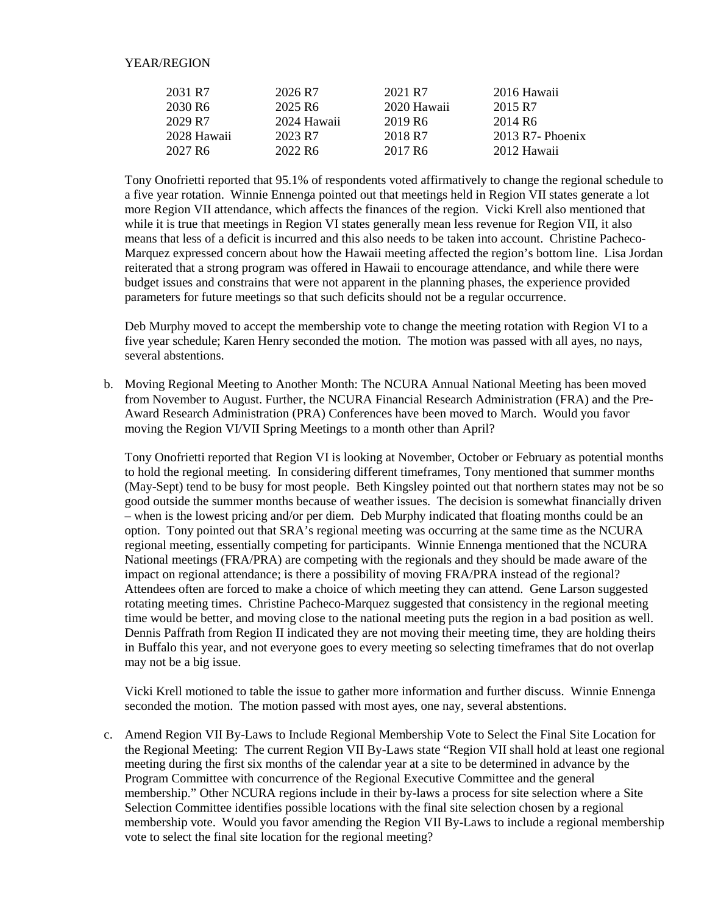YEAR/REGION

| | | | |
|---|---|---|---|
| 2031 R7 | 2026 R7 | 2021 R7 | 2016 Hawaii |
| 2030 R6 | 2025 R6 | 2020 Hawaii | 2015 R7 |
| 2029 R7 | 2024 Hawaii | 2019 R6 | 2014 R6 |
| 2028 Hawaii | 2023 R7 | 2018 R7 | 2013 R7- Phoenix |
| 2027 R6 | 2022 R6 | 2017 R6 | 2012 Hawaii |

Tony Onofrietti reported that 95.1% of respondents voted affirmatively to change the regional schedule to a five year rotation. Winnie Ennenga pointed out that meetings held in Region VII states generate a lot more Region VII attendance, which affects the finances of the region. Vicki Krell also mentioned that while it is true that meetings in Region VI states generally mean less revenue for Region VII, it also means that less of a deficit is incurred and this also needs to be taken into account. Christine Pacheco-Marquez expressed concern about how the Hawaii meeting affected the region's bottom line. Lisa Jordan reiterated that a strong program was offered in Hawaii to encourage attendance, and while there were budget issues and constrains that were not apparent in the planning phases, the experience provided parameters for future meetings so that such deficits should not be a regular occurrence.

Deb Murphy moved to accept the membership vote to change the meeting rotation with Region VI to a five year schedule; Karen Henry seconded the motion. The motion was passed with all ayes, no nays, several abstentions.

b. Moving Regional Meeting to Another Month: The NCURA Annual National Meeting has been moved from November to August. Further, the NCURA Financial Research Administration (FRA) and the Pre-Award Research Administration (PRA) Conferences have been moved to March. Would you favor moving the Region VI/VII Spring Meetings to a month other than April?

   Tony Onofrietti reported that Region VI is looking at November, October or February as potential months to hold the regional meeting. In considering different timeframes, Tony mentioned that summer months (May-Sept) tend to be busy for most people. Beth Kingsley pointed out that northern states may not be so good outside the summer months because of weather issues. The decision is somewhat financially driven – when is the lowest pricing and/or per diem. Deb Murphy indicated that floating months could be an option. Tony pointed out that SRA's regional meeting was occurring at the same time as the NCURA regional meeting, essentially competing for participants. Winnie Ennenga mentioned that the NCURA National meetings (FRA/PRA) are competing with the regionals and they should be made aware of the impact on regional attendance; is there a possibility of moving FRA/PRA instead of the regional? Attendees often are forced to make a choice of which meeting they can attend. Gene Larson suggested rotating meeting times. Christine Pacheco-Marquez suggested that consistency in the regional meeting time would be better, and moving close to the national meeting puts the region in a bad position as well. Dennis Paffrath from Region II indicated they are not moving their meeting time, they are holding theirs in Buffalo this year, and not everyone goes to every meeting so selecting timeframes that do not overlap may not be a big issue.

   Vicki Krell motioned to table the issue to gather more information and further discuss. Winnie Ennenga seconded the motion. The motion passed with most ayes, one nay, several abstentions.

c. Amend Region VII By-Laws to Include Regional Membership Vote to Select the Final Site Location for the Regional Meeting: The current Region VII By-Laws state "Region VII shall hold at least one regional meeting during the first six months of the calendar year at a site to be determined in advance by the Program Committee with concurrence of the Regional Executive Committee and the general membership." Other NCURA regions include in their by-laws a process for site selection where a Site Selection Committee identifies possible locations with the final site selection chosen by a regional membership vote. Would you favor amending the Region VII By-Laws to include a regional membership vote to select the final site location for the regional meeting?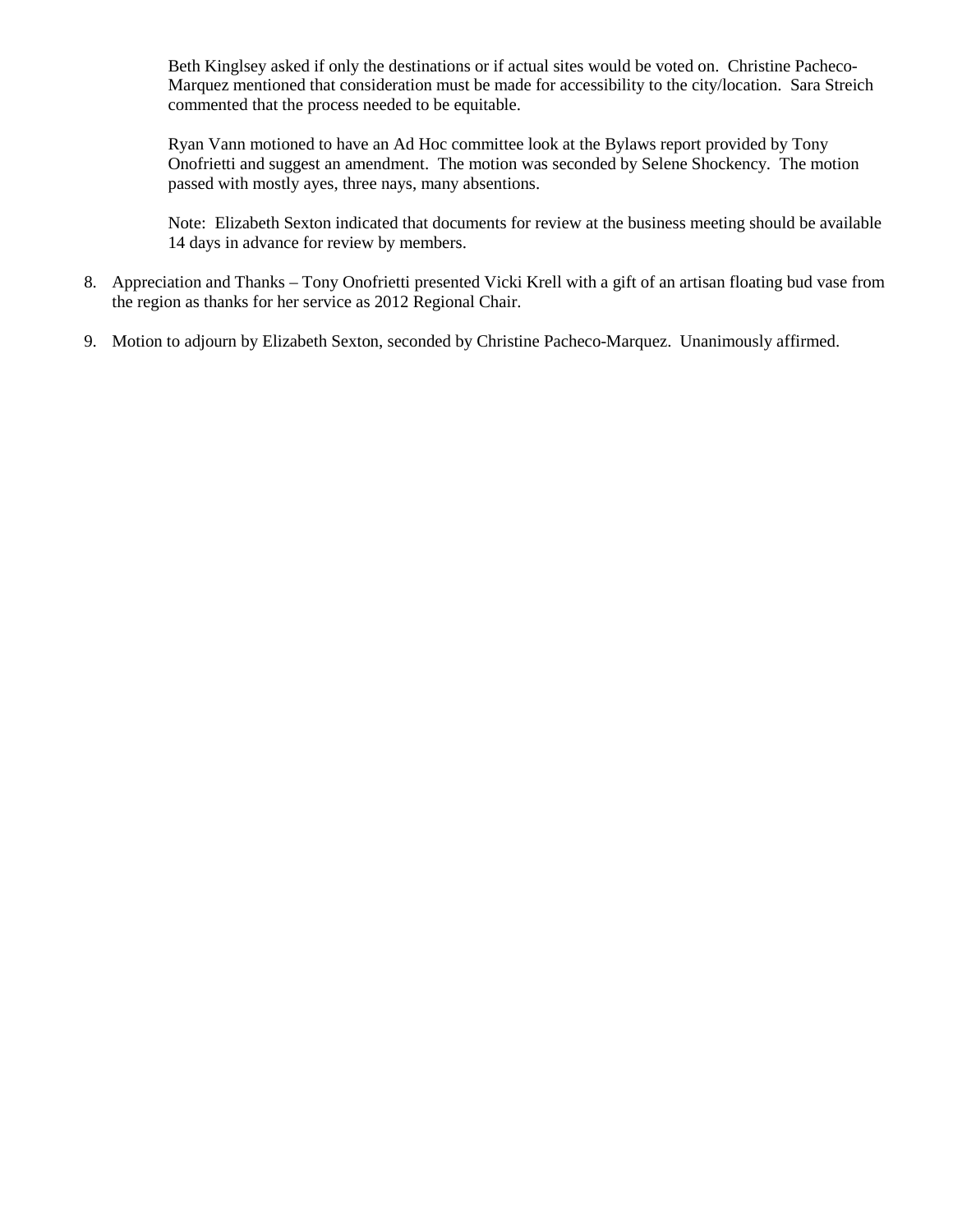Beth Kinglsey asked if only the destinations or if actual sites would be voted on. Christine Pacheco-Marquez mentioned that consideration must be made for accessibility to the city/location. Sara Streich commented that the process needed to be equitable.

Ryan Vann motioned to have an Ad Hoc committee look at the Bylaws report provided by Tony Onofrietti and suggest an amendment. The motion was seconded by Selene Shockency. The motion passed with mostly ayes, three nays, many absentions.

Note: Elizabeth Sexton indicated that documents for review at the business meeting should be available 14 days in advance for review by members.

8. Appreciation and Thanks – Tony Onofrietti presented Vicki Krell with a gift of an artisan floating bud vase from the region as thanks for her service as 2012 Regional Chair.

9. Motion to adjourn by Elizabeth Sexton, seconded by Christine Pacheco-Marquez. Unanimously affirmed.